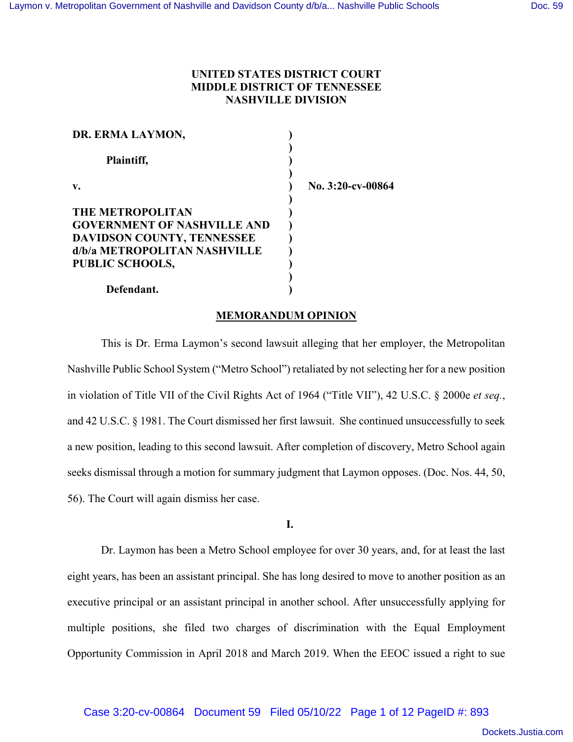**UNITED STATES DISTRICT COURT**
**MIDDLE DISTRICT OF TENNESSEE**
**NASHVILLE DIVISION**

**DR. ERMA LAYMON,**

**Plaintiff,**

**v.** **No. 3:20-cv-00864**

**THE METROPOLITAN GOVERNMENT OF NASHVILLE AND DAVIDSON COUNTY, TENNESSEE d/b/a METROPOLITAN NASHVILLE PUBLIC SCHOOLS,**

**Defendant.**

**MEMORANDUM OPINION**

This is Dr. Erma Laymon's second lawsuit alleging that her employer, the Metropolitan Nashville Public School System ("Metro School") retaliated by not selecting her for a new position in violation of Title VII of the Civil Rights Act of 1964 ("Title VII"), 42 U.S.C. § 2000e *et seq.*, and 42 U.S.C. § 1981. The Court dismissed her first lawsuit. She continued unsuccessfully to seek a new position, leading to this second lawsuit. After completion of discovery, Metro School again seeks dismissal through a motion for summary judgment that Laymon opposes. (Doc. Nos. 44, 50, 56). The Court will again dismiss her case.

**I.**

Dr. Laymon has been a Metro School employee for over 30 years, and, for at least the last eight years, has been an assistant principal. She has long desired to move to another position as an executive principal or an assistant principal in another school. After unsuccessfully applying for multiple positions, she filed two charges of discrimination with the Equal Employment Opportunity Commission in April 2018 and March 2019. When the EEOC issued a right to sue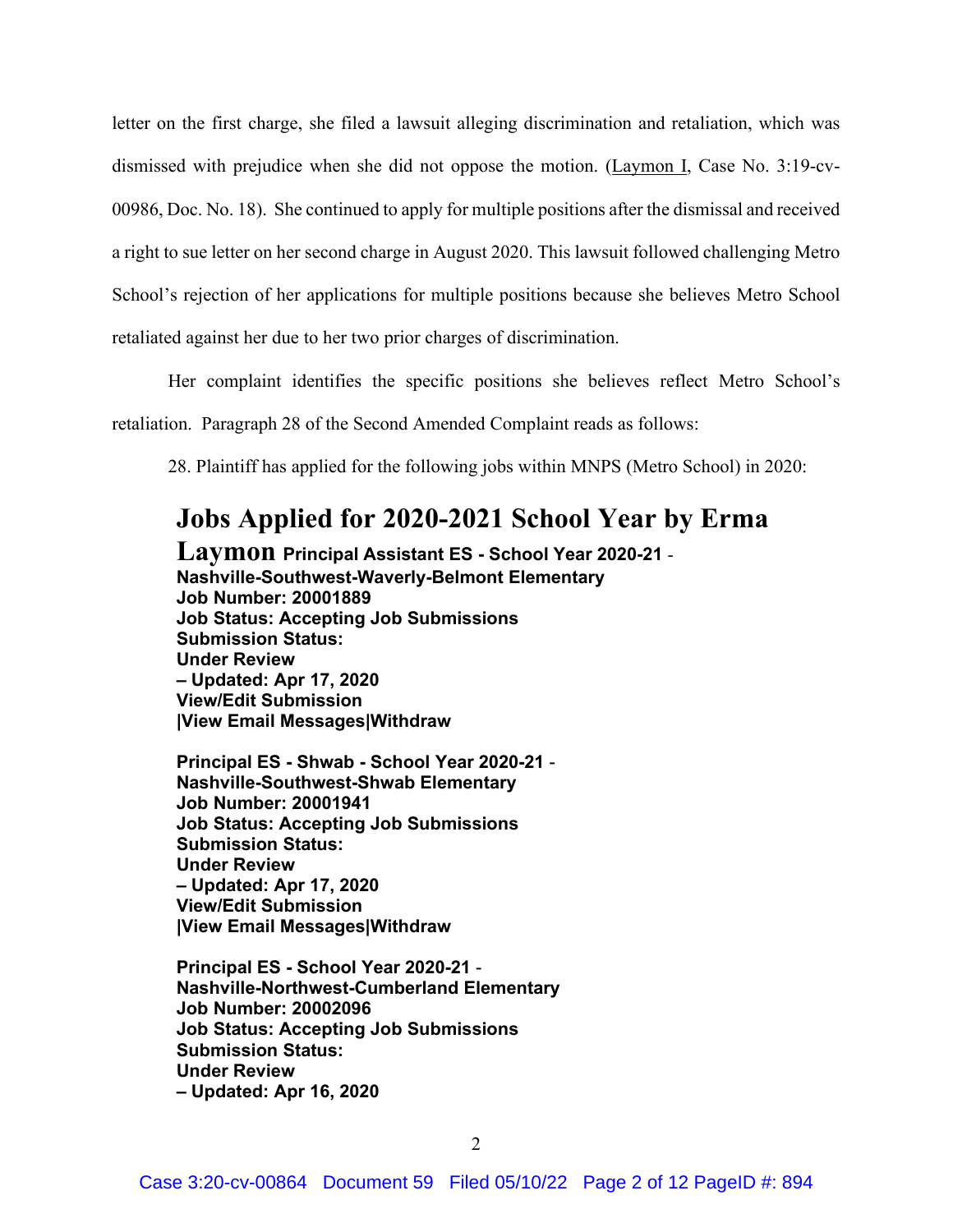letter on the first charge, she filed a lawsuit alleging discrimination and retaliation, which was dismissed with prejudice when she did not oppose the motion. (Laymon I, Case No. 3:19-cv-00986, Doc. No. 18). She continued to apply for multiple positions after the dismissal and received a right to sue letter on her second charge in August 2020. This lawsuit followed challenging Metro School's rejection of her applications for multiple positions because she believes Metro School retaliated against her due to her two prior charges of discrimination.

Her complaint identifies the specific positions she believes reflect Metro School's retaliation. Paragraph 28 of the Second Amended Complaint reads as follows:

28. Plaintiff has applied for the following jobs within MNPS (Metro School) in 2020:

**Jobs Applied for 2020-2021 School Year by Erma Laymon** **Principal Assistant ES - School Year 2020-21** - **Nashville-Southwest-Waverly-Belmont Elementary**
**Job Number: 20001889**
**Job Status: Accepting Job Submissions**
**Submission Status:**
**Under Review**
**– Updated: Apr 17, 2020**
**View/Edit Submission**
**|View Email Messages|Withdraw**

**Principal ES - Shwab - School Year 2020-21** -
**Nashville-Southwest-Shwab Elementary**
**Job Number: 20001941**
**Job Status: Accepting Job Submissions**
**Submission Status:**
**Under Review**
**– Updated: Apr 17, 2020**
**View/Edit Submission**
**|View Email Messages|Withdraw**

**Principal ES - School Year 2020-21** -
**Nashville-Northwest-Cumberland Elementary**
**Job Number: 20002096**
**Job Status: Accepting Job Submissions**
**Submission Status:**
**Under Review**
**– Updated: Apr 16, 2020**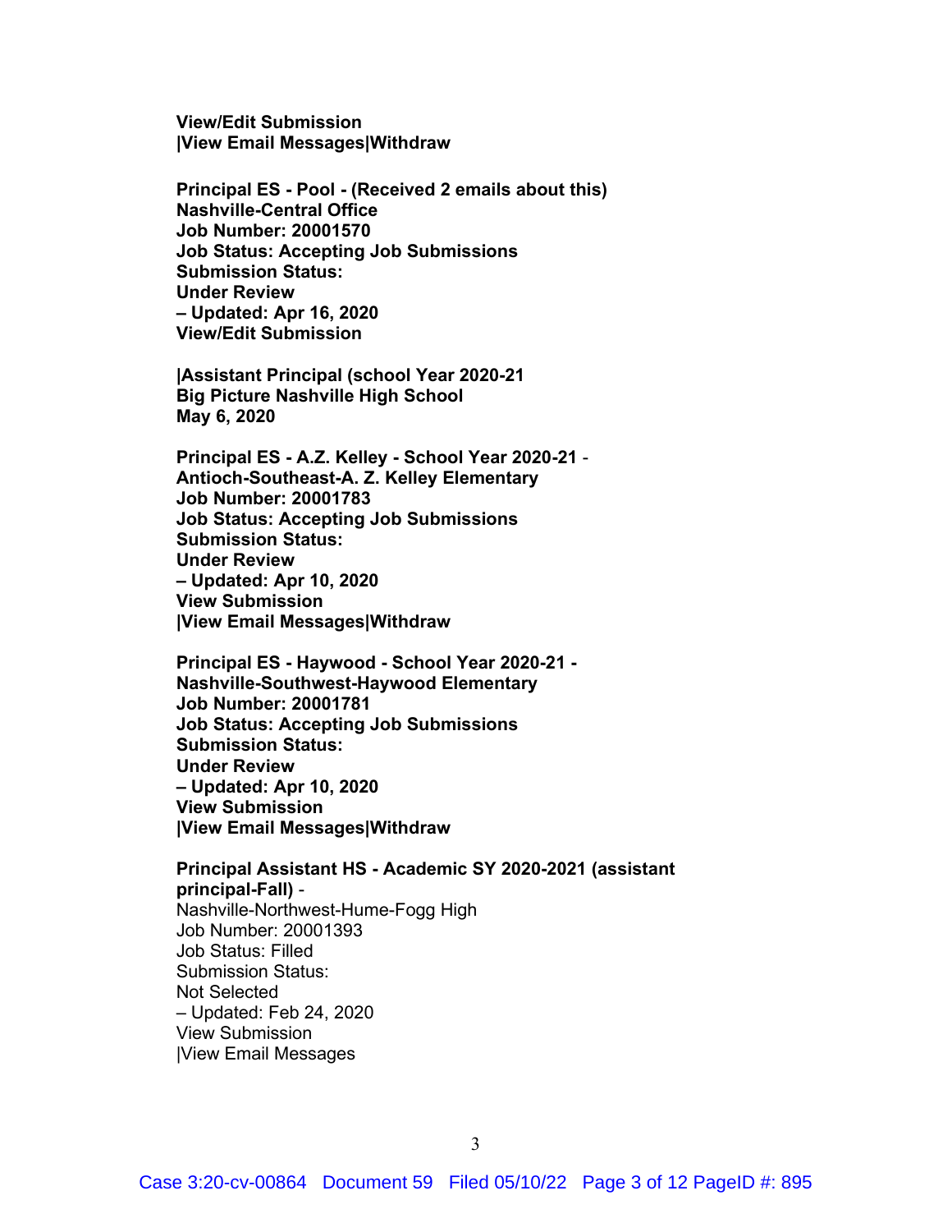**View/Edit Submission**
**|View Email Messages|Withdraw**

**Principal ES - Pool - (Received 2 emails about this)**
**Nashville-Central Office**
**Job Number: 20001570**
**Job Status: Accepting Job Submissions**
**Submission Status:**
**Under Review**
**– Updated: Apr 16, 2020**
**View/Edit Submission**

**|Assistant Principal (school Year 2020-21**
**Big Picture Nashville High School**
**May 6, 2020**

**Principal ES - A.Z. Kelley - School Year 2020-21** -
**Antioch-Southeast-A. Z. Kelley Elementary**
**Job Number: 20001783**
**Job Status: Accepting Job Submissions**
**Submission Status:**
**Under Review**
**– Updated: Apr 10, 2020**
**View Submission**
**|View Email Messages|Withdraw**

**Principal ES - Haywood - School Year 2020-21 -**
**Nashville-Southwest-Haywood Elementary**
**Job Number: 20001781**
**Job Status: Accepting Job Submissions**
**Submission Status:**
**Under Review**
**– Updated: Apr 10, 2020**
**View Submission**
**|View Email Messages|Withdraw**

**Principal Assistant HS - Academic SY 2020-2021 (assistant principal-Fall)** -
Nashville-Northwest-Hume-Fogg High
Job Number: 20001393
Job Status: Filled
Submission Status:
Not Selected
– Updated: Feb 24, 2020
View Submission
|View Email Messages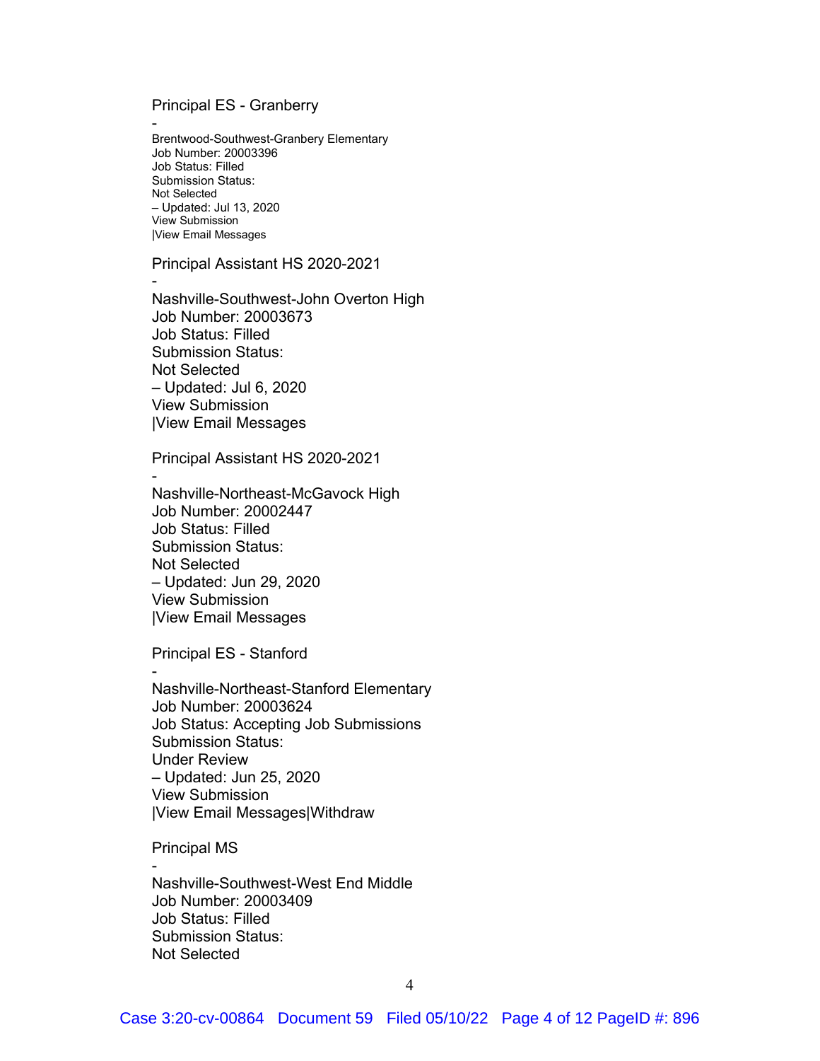Principal ES - Granberry

-
Brentwood-Southwest-Granbery Elementary
Job Number: 20003396
Job Status: Filled
Submission Status:
Not Selected
– Updated: Jul 13, 2020
View Submission
|View Email Messages

Principal Assistant HS 2020-2021

-
Nashville-Southwest-John Overton High
Job Number: 20003673
Job Status: Filled
Submission Status:
Not Selected
– Updated: Jul 6, 2020
View Submission
|View Email Messages

Principal Assistant HS 2020-2021

-
Nashville-Northeast-McGavock High
Job Number: 20002447
Job Status: Filled
Submission Status:
Not Selected
– Updated: Jun 29, 2020
View Submission
|View Email Messages

Principal ES - Stanford

-
Nashville-Northeast-Stanford Elementary
Job Number: 20003624
Job Status: Accepting Job Submissions
Submission Status:
Under Review
– Updated: Jun 25, 2020
View Submission
|View Email Messages|Withdraw

Principal MS

-
Nashville-Southwest-West End Middle
Job Number: 20003409
Job Status: Filled
Submission Status:
Not Selected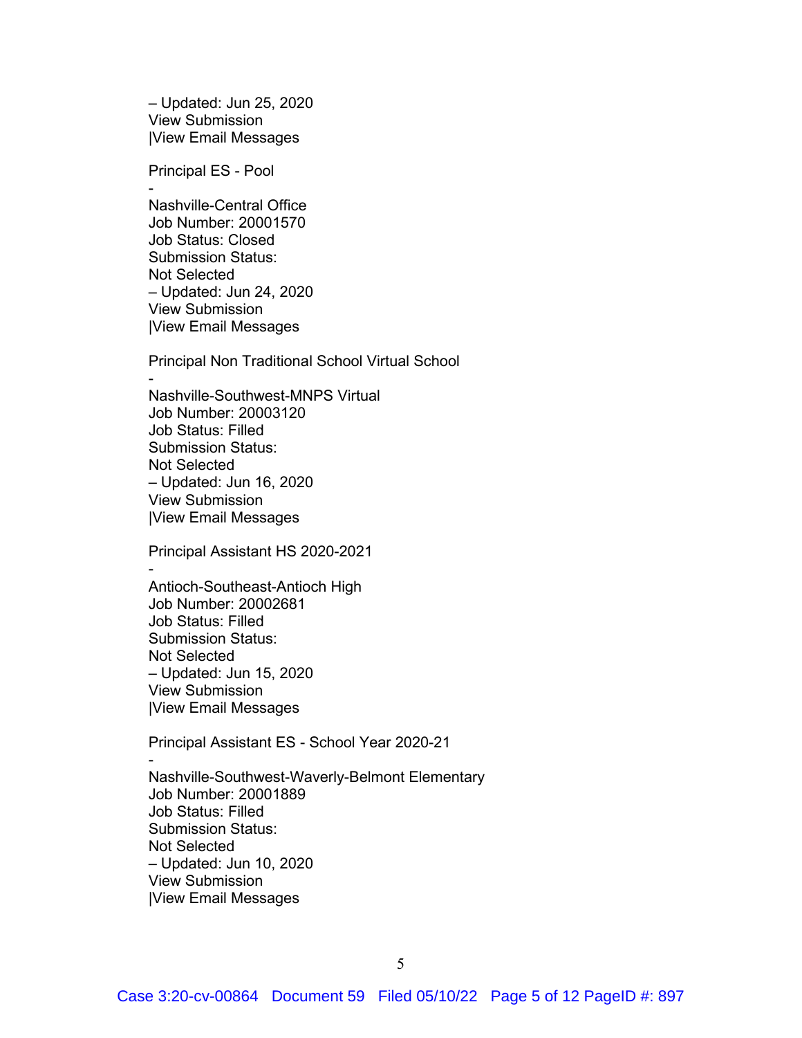– Updated: Jun 25, 2020
View Submission
|View Email Messages

Principal ES - Pool
-
Nashville-Central Office
Job Number: 20001570
Job Status: Closed
Submission Status:
Not Selected
– Updated: Jun 24, 2020
View Submission
|View Email Messages

Principal Non Traditional School Virtual School
-
Nashville-Southwest-MNPS Virtual
Job Number: 20003120
Job Status: Filled
Submission Status:
Not Selected
– Updated: Jun 16, 2020
View Submission
|View Email Messages

Principal Assistant HS 2020-2021
-
Antioch-Southeast-Antioch High
Job Number: 20002681
Job Status: Filled
Submission Status:
Not Selected
– Updated: Jun 15, 2020
View Submission
|View Email Messages

Principal Assistant ES - School Year 2020-21
-
Nashville-Southwest-Waverly-Belmont Elementary
Job Number: 20001889
Job Status: Filled
Submission Status:
Not Selected
– Updated: Jun 10, 2020
View Submission
|View Email Messages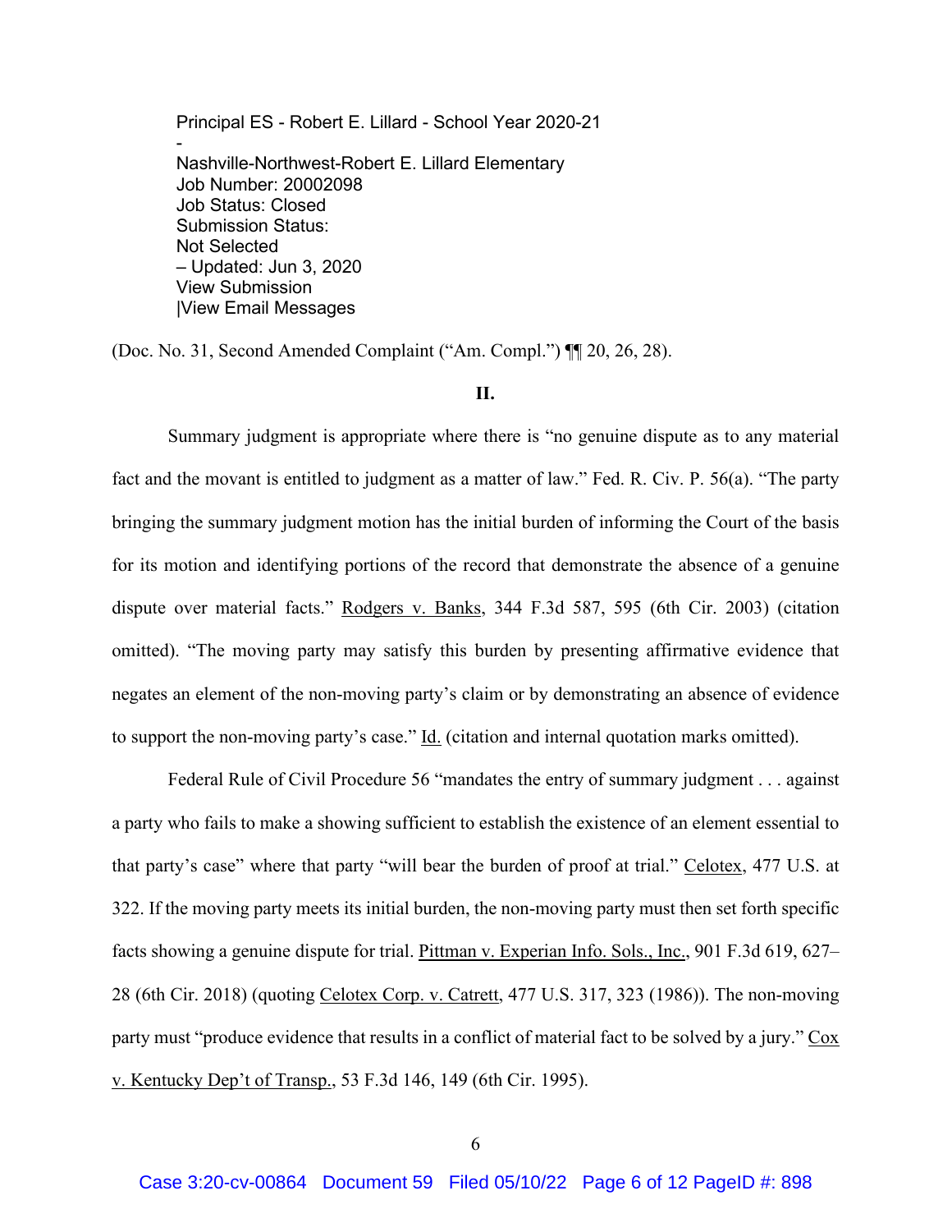Principal ES - Robert E. Lillard - School Year 2020-21
-
Nashville-Northwest-Robert E. Lillard Elementary
Job Number: 20002098
Job Status: Closed
Submission Status:
Not Selected
– Updated: Jun 3, 2020
View Submission
|View Email Messages

(Doc. No. 31, Second Amended Complaint ("Am. Compl.") ¶¶ 20, 26, 28).

## II.

Summary judgment is appropriate where there is "no genuine dispute as to any material fact and the movant is entitled to judgment as a matter of law." Fed. R. Civ. P. 56(a). "The party bringing the summary judgment motion has the initial burden of informing the Court of the basis for its motion and identifying portions of the record that demonstrate the absence of a genuine dispute over material facts." Rodgers v. Banks, 344 F.3d 587, 595 (6th Cir. 2003) (citation omitted). "The moving party may satisfy this burden by presenting affirmative evidence that negates an element of the non-moving party's claim or by demonstrating an absence of evidence to support the non-moving party's case." Id. (citation and internal quotation marks omitted).

Federal Rule of Civil Procedure 56 "mandates the entry of summary judgment . . . against a party who fails to make a showing sufficient to establish the existence of an element essential to that party's case" where that party "will bear the burden of proof at trial." Celotex, 477 U.S. at 322. If the moving party meets its initial burden, the non-moving party must then set forth specific facts showing a genuine dispute for trial. Pittman v. Experian Info. Sols., Inc., 901 F.3d 619, 627–28 (6th Cir. 2018) (quoting Celotex Corp. v. Catrett, 477 U.S. 317, 323 (1986)). The non-moving party must "produce evidence that results in a conflict of material fact to be solved by a jury." Cox v. Kentucky Dep't of Transp., 53 F.3d 146, 149 (6th Cir. 1995).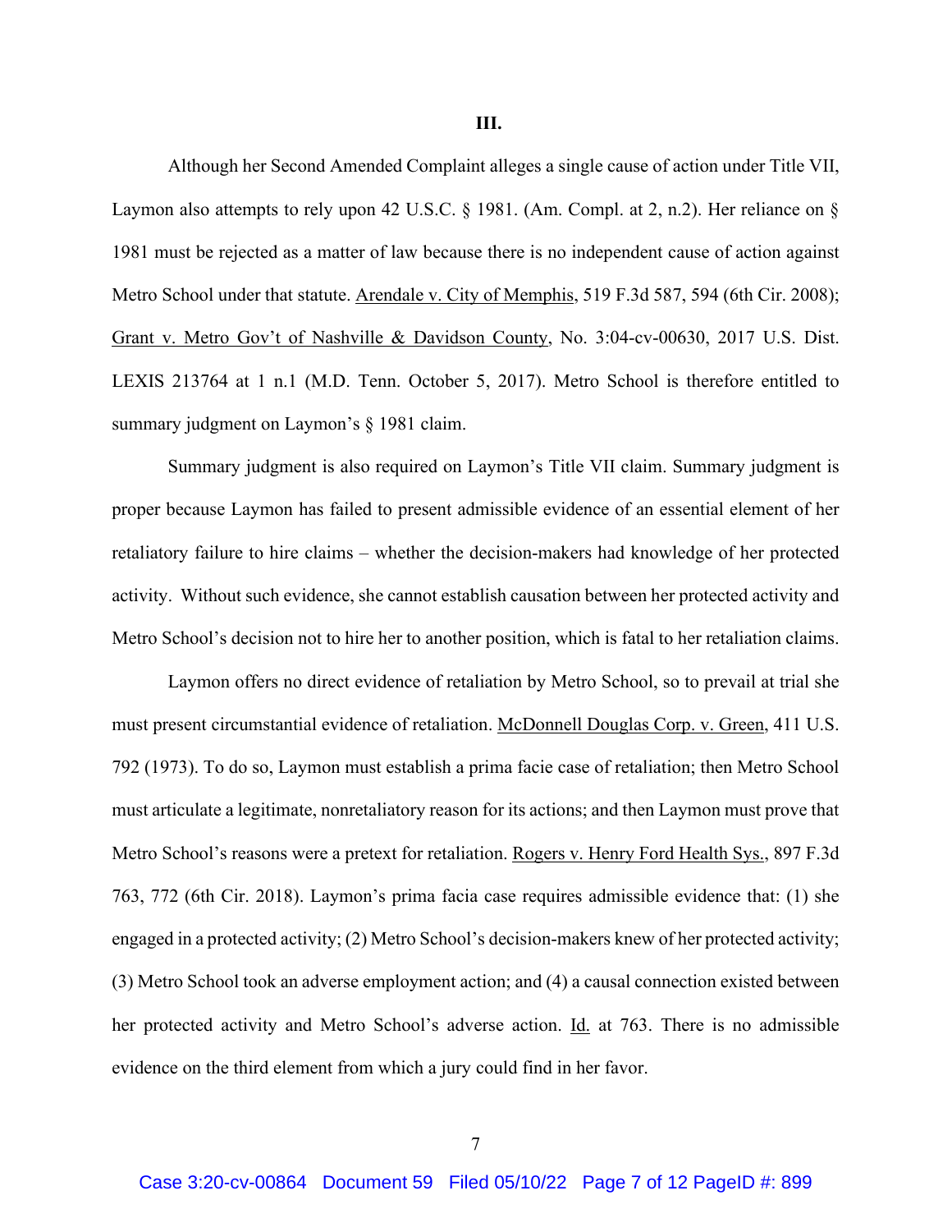**III.**

Although her Second Amended Complaint alleges a single cause of action under Title VII, Laymon also attempts to rely upon 42 U.S.C. § 1981. (Am. Compl. at 2, n.2). Her reliance on § 1981 must be rejected as a matter of law because there is no independent cause of action against Metro School under that statute. Arendale v. City of Memphis, 519 F.3d 587, 594 (6th Cir. 2008); Grant v. Metro Gov't of Nashville & Davidson County, No. 3:04-cv-00630, 2017 U.S. Dist. LEXIS 213764 at 1 n.1 (M.D. Tenn. October 5, 2017). Metro School is therefore entitled to summary judgment on Laymon's § 1981 claim.

Summary judgment is also required on Laymon's Title VII claim. Summary judgment is proper because Laymon has failed to present admissible evidence of an essential element of her retaliatory failure to hire claims – whether the decision-makers had knowledge of her protected activity. Without such evidence, she cannot establish causation between her protected activity and Metro School's decision not to hire her to another position, which is fatal to her retaliation claims.

Laymon offers no direct evidence of retaliation by Metro School, so to prevail at trial she must present circumstantial evidence of retaliation. McDonnell Douglas Corp. v. Green, 411 U.S. 792 (1973). To do so, Laymon must establish a prima facie case of retaliation; then Metro School must articulate a legitimate, nonretaliatory reason for its actions; and then Laymon must prove that Metro School's reasons were a pretext for retaliation. Rogers v. Henry Ford Health Sys., 897 F.3d 763, 772 (6th Cir. 2018). Laymon's prima facia case requires admissible evidence that: (1) she engaged in a protected activity; (2) Metro School's decision-makers knew of her protected activity; (3) Metro School took an adverse employment action; and (4) a causal connection existed between her protected activity and Metro School's adverse action. Id. at 763. There is no admissible evidence on the third element from which a jury could find in her favor.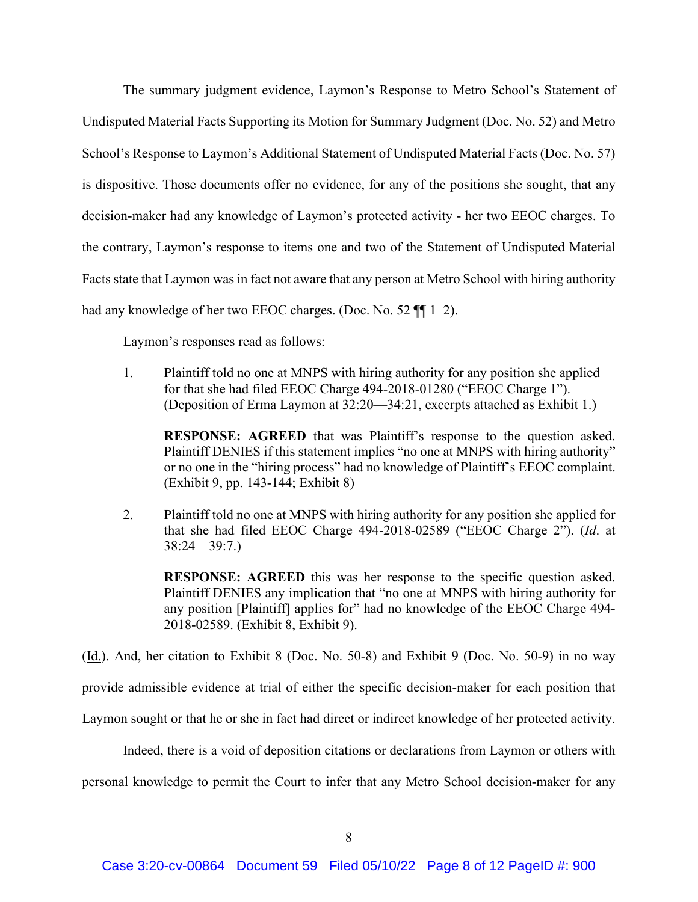The summary judgment evidence, Laymon's Response to Metro School's Statement of Undisputed Material Facts Supporting its Motion for Summary Judgment (Doc. No. 52) and Metro School's Response to Laymon's Additional Statement of Undisputed Material Facts (Doc. No. 57) is dispositive. Those documents offer no evidence, for any of the positions she sought, that any decision-maker had any knowledge of Laymon's protected activity - her two EEOC charges. To the contrary, Laymon's response to items one and two of the Statement of Undisputed Material Facts state that Laymon was in fact not aware that any person at Metro School with hiring authority had any knowledge of her two EEOC charges. (Doc. No. 52 ¶¶ 1–2).

Laymon's responses read as follows:

> 1. Plaintiff told no one at MNPS with hiring authority for any position she applied for that she had filed EEOC Charge 494-2018-01280 ("EEOC Charge 1"). (Deposition of Erma Laymon at 32:20—34:21, excerpts attached as Exhibit 1.)
>
> **RESPONSE: AGREED** that was Plaintiff's response to the question asked. Plaintiff DENIES if this statement implies "no one at MNPS with hiring authority" or no one in the "hiring process" had no knowledge of Plaintiff's EEOC complaint. (Exhibit 9, pp. 143-144; Exhibit 8)
>
> 2. Plaintiff told no one at MNPS with hiring authority for any position she applied for that she had filed EEOC Charge 494-2018-02589 ("EEOC Charge 2"). (*Id*. at 38:24—39:7.)
>
> **RESPONSE: AGREED** this was her response to the specific question asked. Plaintiff DENIES any implication that "no one at MNPS with hiring authority for any position [Plaintiff] applies for" had no knowledge of the EEOC Charge 494-2018-02589. (Exhibit 8, Exhibit 9).

(Id.). And, her citation to Exhibit 8 (Doc. No. 50-8) and Exhibit 9 (Doc. No. 50-9) in no way provide admissible evidence at trial of either the specific decision-maker for each position that Laymon sought or that he or she in fact had direct or indirect knowledge of her protected activity.

Indeed, there is a void of deposition citations or declarations from Laymon or others with personal knowledge to permit the Court to infer that any Metro School decision-maker for any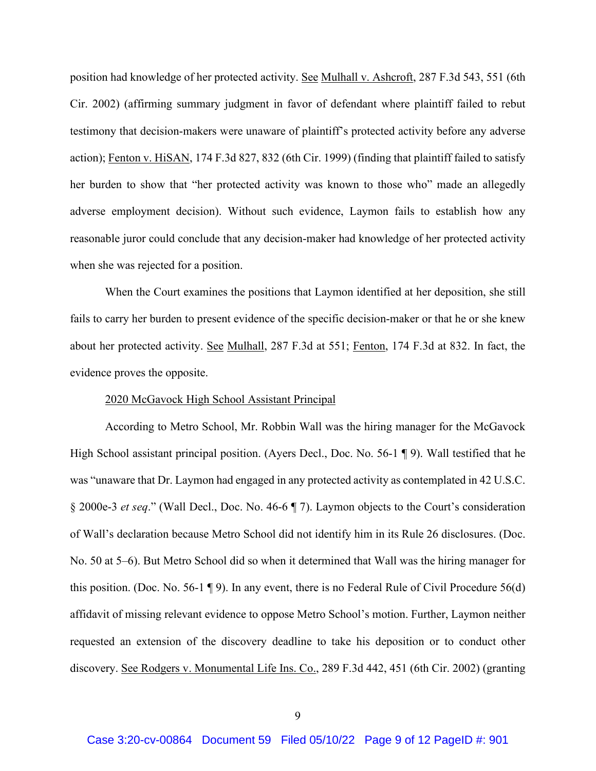position had knowledge of her protected activity. See Mulhall v. Ashcroft, 287 F.3d 543, 551 (6th Cir. 2002) (affirming summary judgment in favor of defendant where plaintiff failed to rebut testimony that decision-makers were unaware of plaintiff's protected activity before any adverse action); Fenton v. HiSAN, 174 F.3d 827, 832 (6th Cir. 1999) (finding that plaintiff failed to satisfy her burden to show that "her protected activity was known to those who" made an allegedly adverse employment decision). Without such evidence, Laymon fails to establish how any reasonable juror could conclude that any decision-maker had knowledge of her protected activity when she was rejected for a position.

When the Court examines the positions that Laymon identified at her deposition, she still fails to carry her burden to present evidence of the specific decision-maker or that he or she knew about her protected activity. See Mulhall, 287 F.3d at 551; Fenton, 174 F.3d at 832. In fact, the evidence proves the opposite.

2020 McGavock High School Assistant Principal

According to Metro School, Mr. Robbin Wall was the hiring manager for the McGavock High School assistant principal position. (Ayers Decl., Doc. No. 56-1 ¶ 9). Wall testified that he was "unaware that Dr. Laymon had engaged in any protected activity as contemplated in 42 U.S.C. § 2000e-3 *et seq*." (Wall Decl., Doc. No. 46-6 ¶ 7). Laymon objects to the Court's consideration of Wall's declaration because Metro School did not identify him in its Rule 26 disclosures. (Doc. No. 50 at 5–6). But Metro School did so when it determined that Wall was the hiring manager for this position. (Doc. No. 56-1 ¶ 9). In any event, there is no Federal Rule of Civil Procedure 56(d) affidavit of missing relevant evidence to oppose Metro School's motion. Further, Laymon neither requested an extension of the discovery deadline to take his deposition or to conduct other discovery. See Rodgers v. Monumental Life Ins. Co., 289 F.3d 442, 451 (6th Cir. 2002) (granting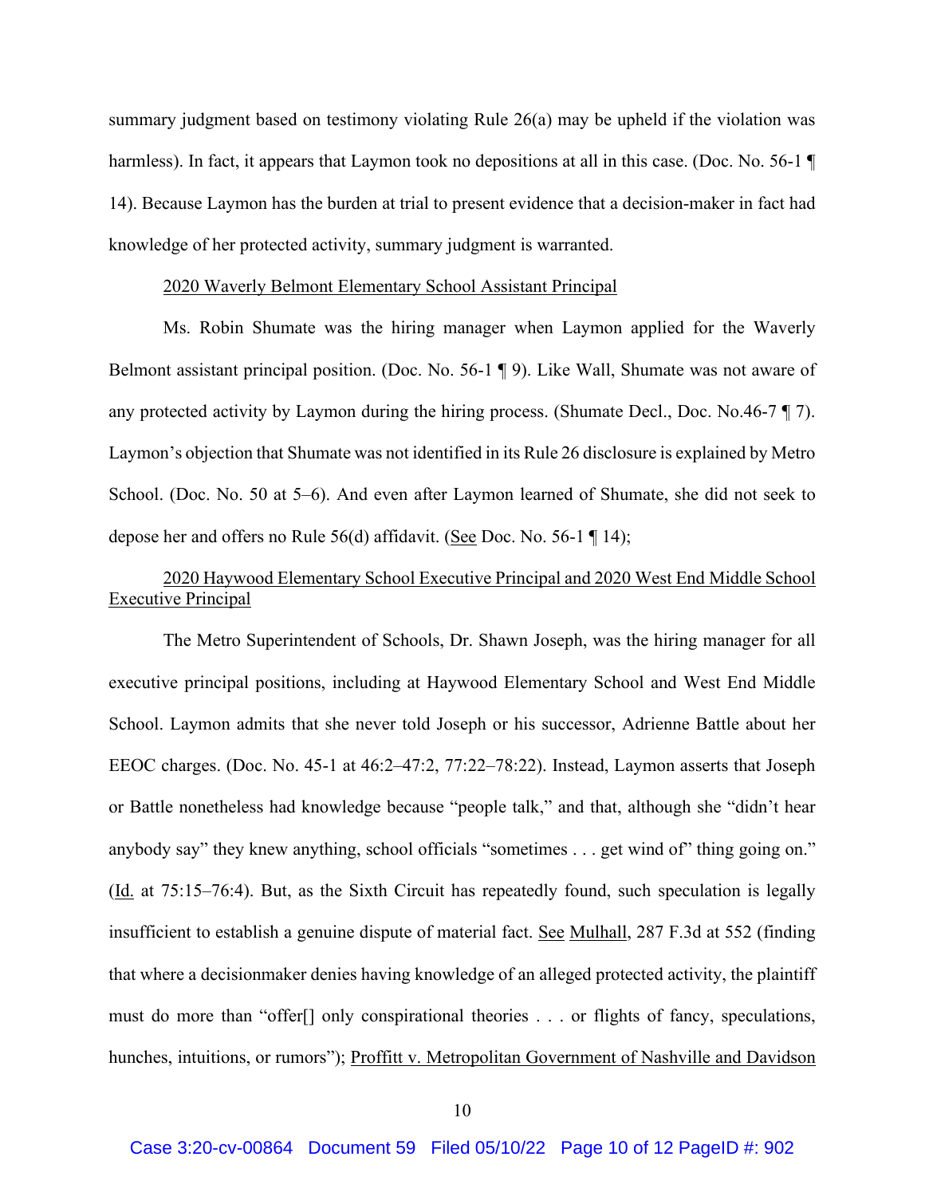summary judgment based on testimony violating Rule 26(a) may be upheld if the violation was harmless). In fact, it appears that Laymon took no depositions at all in this case. (Doc. No. 56-1 ¶ 14). Because Laymon has the burden at trial to present evidence that a decision-maker in fact had knowledge of her protected activity, summary judgment is warranted.

<u>2020 Waverly Belmont Elementary School Assistant Principal</u>

Ms. Robin Shumate was the hiring manager when Laymon applied for the Waverly Belmont assistant principal position. (Doc. No. 56-1 ¶ 9). Like Wall, Shumate was not aware of any protected activity by Laymon during the hiring process. (Shumate Decl., Doc. No.46-7 ¶ 7). Laymon's objection that Shumate was not identified in its Rule 26 disclosure is explained by Metro School. (Doc. No. 50 at 5–6). And even after Laymon learned of Shumate, she did not seek to depose her and offers no Rule 56(d) affidavit. (<u>See</u> Doc. No. 56-1 ¶ 14);

<u>2020 Haywood Elementary School Executive Principal and 2020 West End Middle School Executive Principal</u>

The Metro Superintendent of Schools, Dr. Shawn Joseph, was the hiring manager for all executive principal positions, including at Haywood Elementary School and West End Middle School. Laymon admits that she never told Joseph or his successor, Adrienne Battle about her EEOC charges. (Doc. No. 45-1 at 46:2–47:2, 77:22–78:22). Instead, Laymon asserts that Joseph or Battle nonetheless had knowledge because "people talk," and that, although she "didn't hear anybody say" they knew anything, school officials "sometimes . . . get wind of" thing going on." (<u>Id.</u> at 75:15–76:4). But, as the Sixth Circuit has repeatedly found, such speculation is legally insufficient to establish a genuine dispute of material fact. <u>See</u> <u>Mulhall</u>, 287 F.3d at 552 (finding that where a decisionmaker denies having knowledge of an alleged protected activity, the plaintiff must do more than "offer[] only conspirational theories . . . or flights of fancy, speculations, hunches, intuitions, or rumors"); <u>Proffitt v. Metropolitan Government of Nashville and Davidson</u>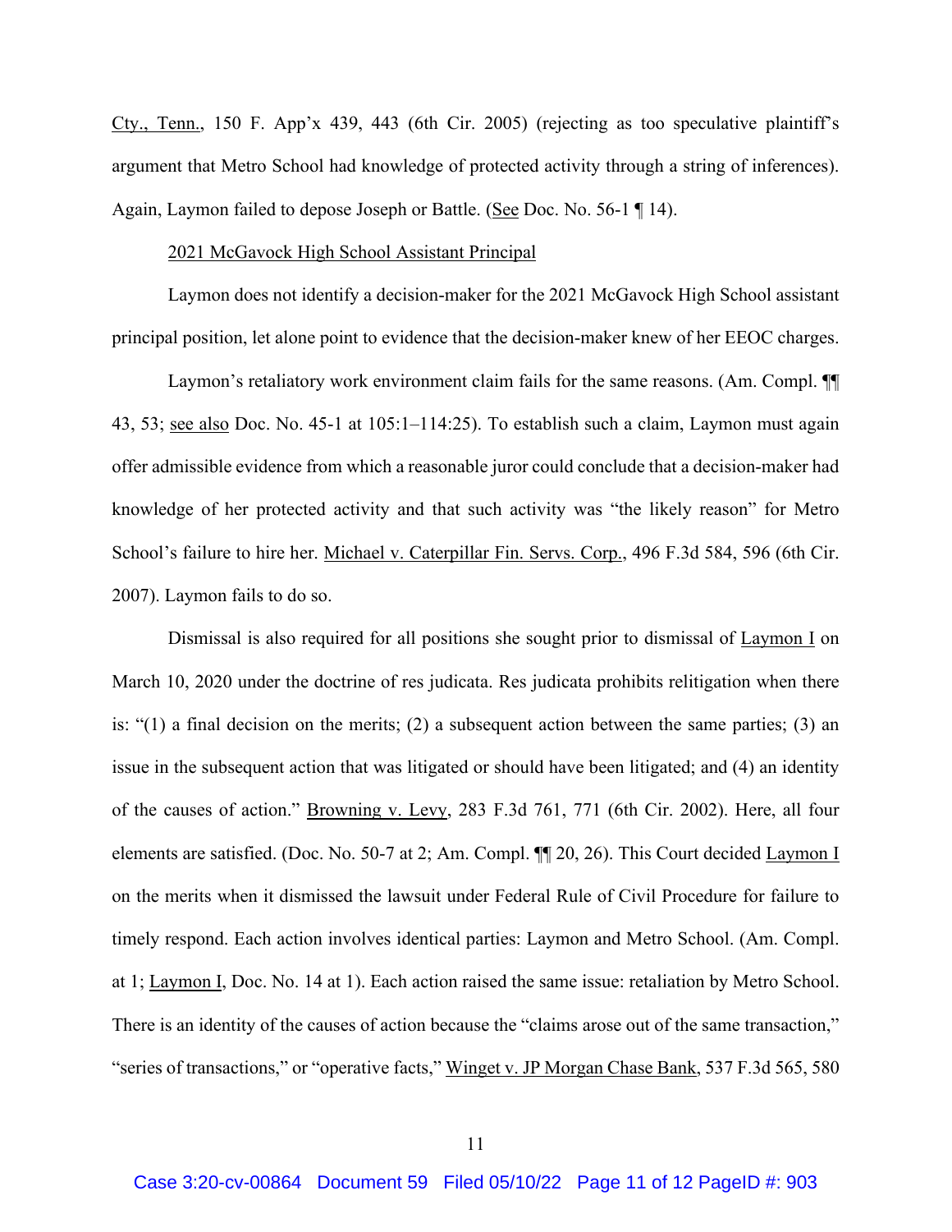Cty., Tenn., 150 F. App'x 439, 443 (6th Cir. 2005) (rejecting as too speculative plaintiff's argument that Metro School had knowledge of protected activity through a string of inferences). Again, Laymon failed to depose Joseph or Battle. (See Doc. No. 56-1 ¶ 14).

2021 McGavock High School Assistant Principal

Laymon does not identify a decision-maker for the 2021 McGavock High School assistant principal position, let alone point to evidence that the decision-maker knew of her EEOC charges.

Laymon's retaliatory work environment claim fails for the same reasons. (Am. Compl. ¶¶ 43, 53; see also Doc. No. 45-1 at 105:1–114:25). To establish such a claim, Laymon must again offer admissible evidence from which a reasonable juror could conclude that a decision-maker had knowledge of her protected activity and that such activity was "the likely reason" for Metro School's failure to hire her. Michael v. Caterpillar Fin. Servs. Corp., 496 F.3d 584, 596 (6th Cir. 2007). Laymon fails to do so.

Dismissal is also required for all positions she sought prior to dismissal of Laymon I on March 10, 2020 under the doctrine of res judicata. Res judicata prohibits relitigation when there is: "(1) a final decision on the merits; (2) a subsequent action between the same parties; (3) an issue in the subsequent action that was litigated or should have been litigated; and (4) an identity of the causes of action." Browning v. Levy, 283 F.3d 761, 771 (6th Cir. 2002). Here, all four elements are satisfied. (Doc. No. 50-7 at 2; Am. Compl. ¶¶ 20, 26). This Court decided Laymon I on the merits when it dismissed the lawsuit under Federal Rule of Civil Procedure for failure to timely respond. Each action involves identical parties: Laymon and Metro School. (Am. Compl. at 1; Laymon I, Doc. No. 14 at 1). Each action raised the same issue: retaliation by Metro School. There is an identity of the causes of action because the "claims arose out of the same transaction," "series of transactions," or "operative facts," Winget v. JP Morgan Chase Bank, 537 F.3d 565, 580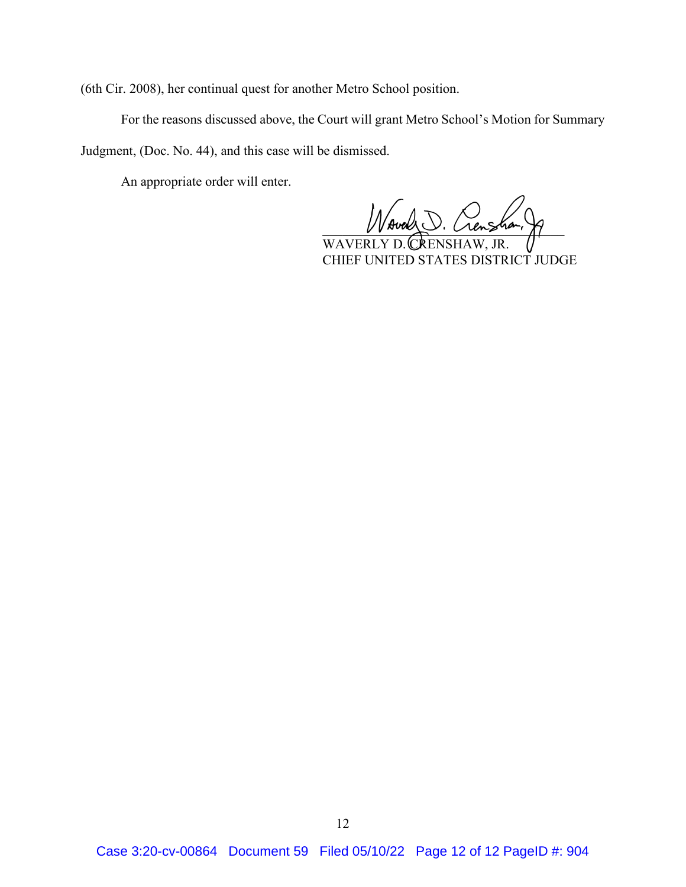(6th Cir. 2008), her continual quest for another Metro School position.

For the reasons discussed above, the Court will grant Metro School's Motion for Summary Judgment, (Doc. No. 44), and this case will be dismissed.

An appropriate order will enter.

WAVERLY D. CRENSHAW, JR.
CHIEF UNITED STATES DISTRICT JUDGE